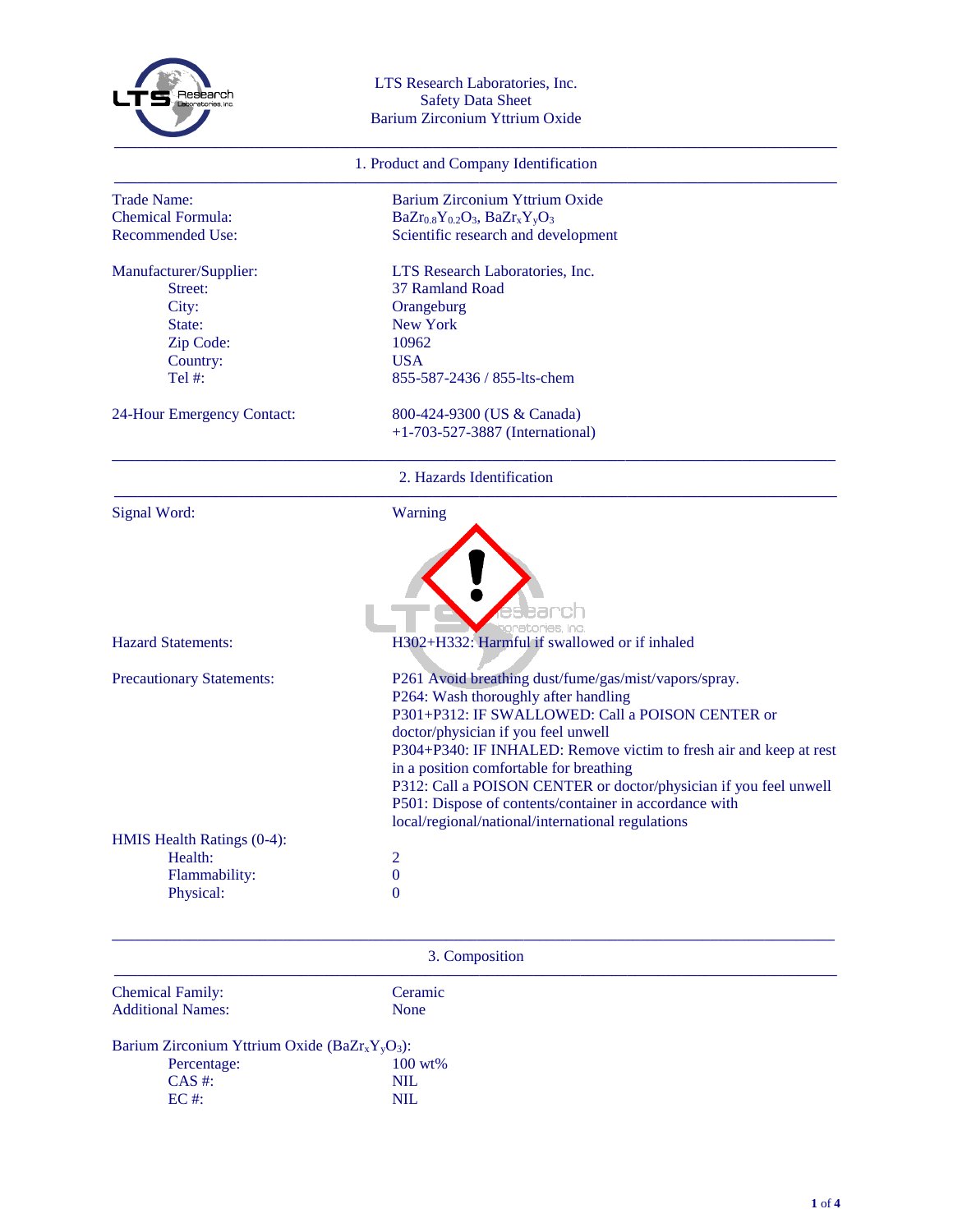LTS Research Laboratories, Inc.
Safety Data Sheet
Barium Zirconium Yttrium Oxide

## 1. Product and Company Identification

| | |
|---|---|
| Trade Name: | Barium Zirconium Yttrium Oxide |
| Chemical Formula: | $BaZr_{0.8}Y_{0.2}O_3$, $BaZr_xY_yO_3$ |
| Recommended Use: | Scientific research and development |
| Manufacturer/Supplier: | LTS Research Laboratories, Inc. |
| Street: | 37 Ramland Road |
| City: | Orangeburg |
| State: | New York |
| Zip Code: | 10962 |
| Country: | USA |
| Tel #: | 855-587-2436 / 855-lts-chem |
| 24-Hour Emergency Contact: | 800-424-9300 (US & Canada)<br>+1-703-527-3887 (International) |

## 2. Hazards Identification

Signal Word: Warning

Hazard Statements:
H302+H332: Harmful if swallowed or if inhaled

Precautionary Statements:
P261 Avoid breathing dust/fume/gas/mist/vapors/spray.
P264: Wash thoroughly after handling
P301+P312: IF SWALLOWED: Call a POISON CENTER or doctor/physician if you feel unwell
P304+P340: IF INHALED: Remove victim to fresh air and keep at rest in a position comfortable for breathing
P312: Call a POISON CENTER or doctor/physician if you feel unwell
P501: Dispose of contents/container in accordance with local/regional/national/international regulations

HMIS Health Ratings (0-4):

| | |
|---|---|
| Health: | 2 |
| Flammability: | 0 |
| Physical: | 0 |

## 3. Composition

| | |
|---|---|
| Chemical Family: | Ceramic |
| Additional Names: | None |

Barium Zirconium Yttrium Oxide ($BaZr_xY_yO_3$):

| | |
|---|---|
| Percentage: | 100 wt% |
| CAS #: | NIL |
| EC #: | NIL |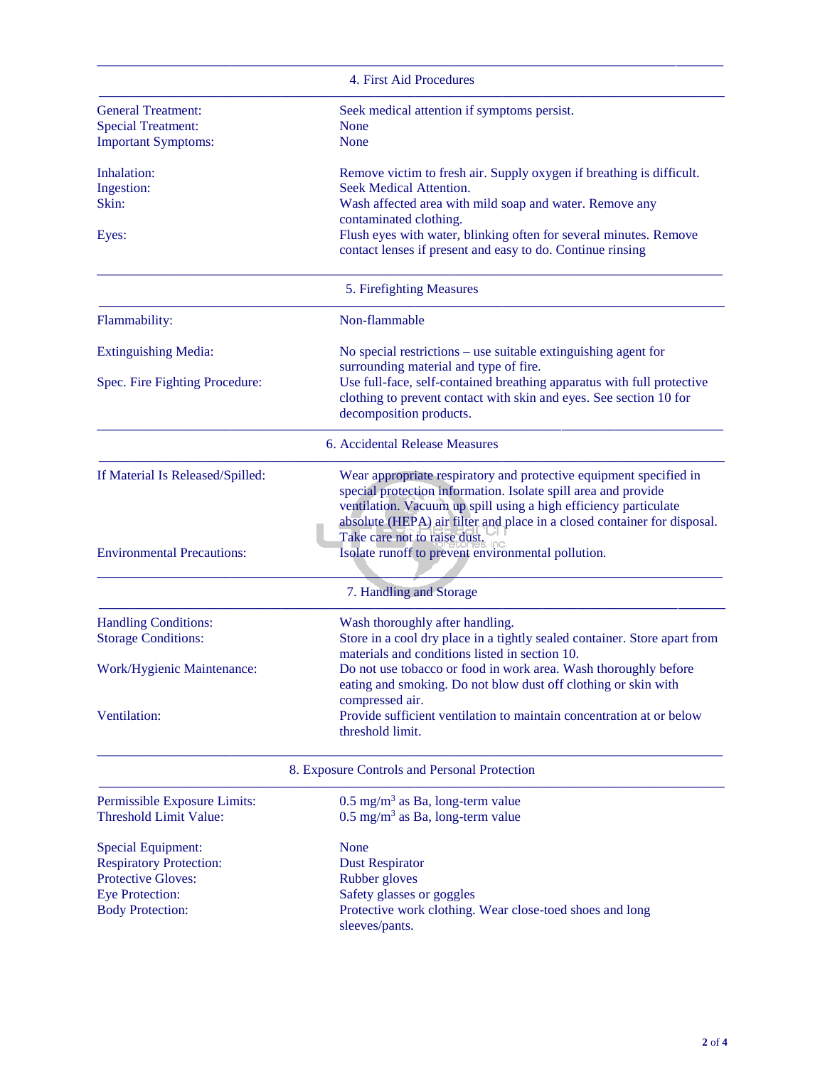## 4. First Aid Procedures

| | |
|---|---|
| General Treatment: | Seek medical attention if symptoms persist. |
| Special Treatment: | None |
| Important Symptoms: | None |
| Inhalation: | Remove victim to fresh air. Supply oxygen if breathing is difficult. |
| Ingestion: | Seek Medical Attention. |
| Skin: | Wash affected area with mild soap and water. Remove any contaminated clothing. |
| Eyes: | Flush eyes with water, blinking often for several minutes. Remove contact lenses if present and easy to do. Continue rinsing |

## 5. Firefighting Measures

| | |
|---|---|
| Flammability: | Non-flammable |
| Extinguishing Media: | No special restrictions – use suitable extinguishing agent for surrounding material and type of fire. |
| Spec. Fire Fighting Procedure: | Use full-face, self-contained breathing apparatus with full protective clothing to prevent contact with skin and eyes. See section 10 for decomposition products. |

## 6. Accidental Release Measures

| | |
|---|---|
| If Material Is Released/Spilled: | Wear appropriate respiratory and protective equipment specified in special protection information. Isolate spill area and provide ventilation. Vacuum up spill using a high efficiency particulate absolute (HEPA) air filter and place in a closed container for disposal. Take care not to raise dust. |
| Environmental Precautions: | Isolate runoff to prevent environmental pollution. |

## 7. Handling and Storage

| | |
|---|---|
| Handling Conditions: | Wash thoroughly after handling. |
| Storage Conditions: | Store in a cool dry place in a tightly sealed container. Store apart from materials and conditions listed in section 10. |
| Work/Hygienic Maintenance: | Do not use tobacco or food in work area. Wash thoroughly before eating and smoking. Do not blow dust off clothing or skin with compressed air. |
| Ventilation: | Provide sufficient ventilation to maintain concentration at or below threshold limit. |

## 8. Exposure Controls and Personal Protection

| | |
|---|---|
| Permissible Exposure Limits: | 0.5 $mg/m^3$ as Ba, long-term value |
| Threshold Limit Value: | 0.5 $mg/m^3$ as Ba, long-term value |
| Special Equipment: | None |
| Respiratory Protection: | Dust Respirator |
| Protective Gloves: | Rubber gloves |
| Eye Protection: | Safety glasses or goggles |
| Body Protection: | Protective work clothing. Wear close-toed shoes and long sleeves/pants. |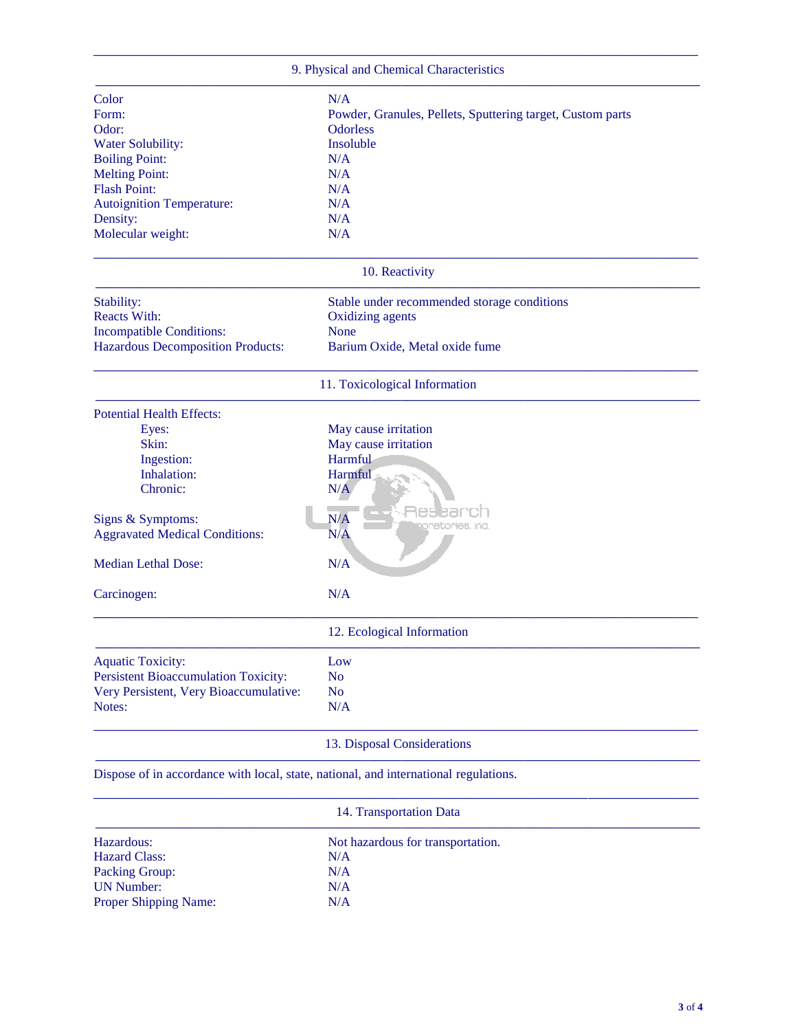## 9. Physical and Chemical Characteristics

| | |
|---|---|
| Color | N/A |
| Form: | Powder, Granules, Pellets, Sputtering target, Custom parts |
| Odor: | Odorless |
| Water Solubility: | Insoluble |
| Boiling Point: | N/A |
| Melting Point: | N/A |
| Flash Point: | N/A |
| Autoignition Temperature: | N/A |
| Density: | N/A |
| Molecular weight: | N/A |

## 10. Reactivity

| | |
|---|---|
| Stability: | Stable under recommended storage conditions |
| Reacts With: | Oxidizing agents |
| Incompatible Conditions: | None |
| Hazardous Decomposition Products: | Barium Oxide, Metal oxide fume |

## 11. Toxicological Information

Potential Health Effects:

| | |
|---|---|
| Eyes: | May cause irritation |
| Skin: | May cause irritation |
| Ingestion: | Harmful |
| Inhalation: | Harmful |
| Chronic: | N/A |

| | |
|---|---|
| Signs & Symptoms: | N/A |
| Aggravated Medical Conditions: | N/A |
| Median Lethal Dose: | N/A |
| Carcinogen: | N/A |

## 12. Ecological Information

| | |
|---|---|
| Aquatic Toxicity: | Low |
| Persistent Bioaccumulation Toxicity: | No |
| Very Persistent, Very Bioaccumulative: | No |
| Notes: | N/A |

## 13. Disposal Considerations

Dispose of in accordance with local, state, national, and international regulations.

## 14. Transportation Data

| | |
|---|---|
| Hazardous: | Not hazardous for transportation. |
| Hazard Class: | N/A |
| Packing Group: | N/A |
| UN Number: | N/A |
| Proper Shipping Name: | N/A |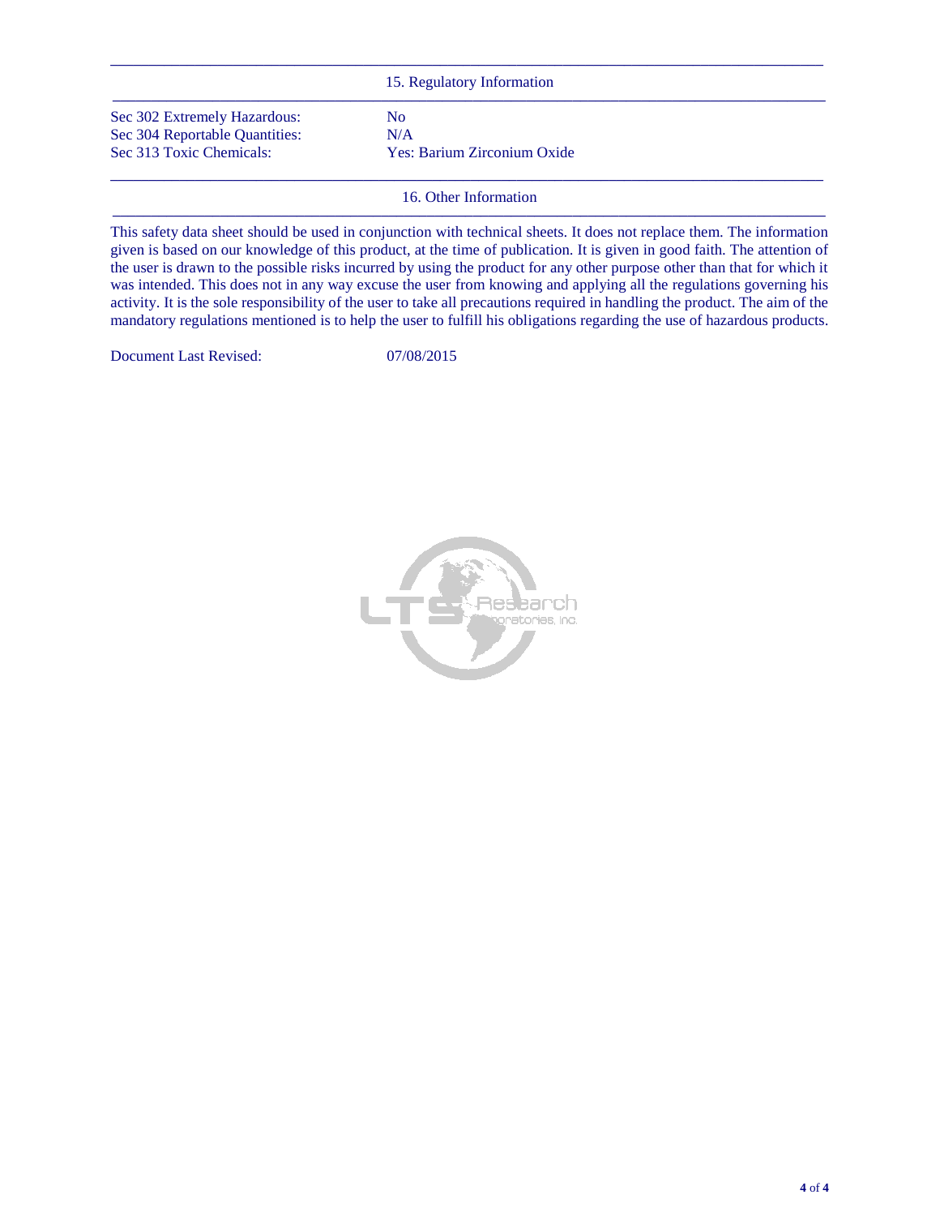## 15. Regulatory Information

| | |
|---|---|
| Sec 302 Extremely Hazardous: | No |
| Sec 304 Reportable Quantities: | N/A |
| Sec 313 Toxic Chemicals: | Yes: Barium Zirconium Oxide |

## 16. Other Information

This safety data sheet should be used in conjunction with technical sheets. It does not replace them. The information given is based on our knowledge of this product, at the time of publication. It is given in good faith. The attention of the user is drawn to the possible risks incurred by using the product for any other purpose other than that for which it was intended. This does not in any way excuse the user from knowing and applying all the regulations governing his activity. It is the sole responsibility of the user to take all precautions required in handling the product. The aim of the mandatory regulations mentioned is to help the user to fulfill his obligations regarding the use of hazardous products.

Document Last Revised: 07/08/2015